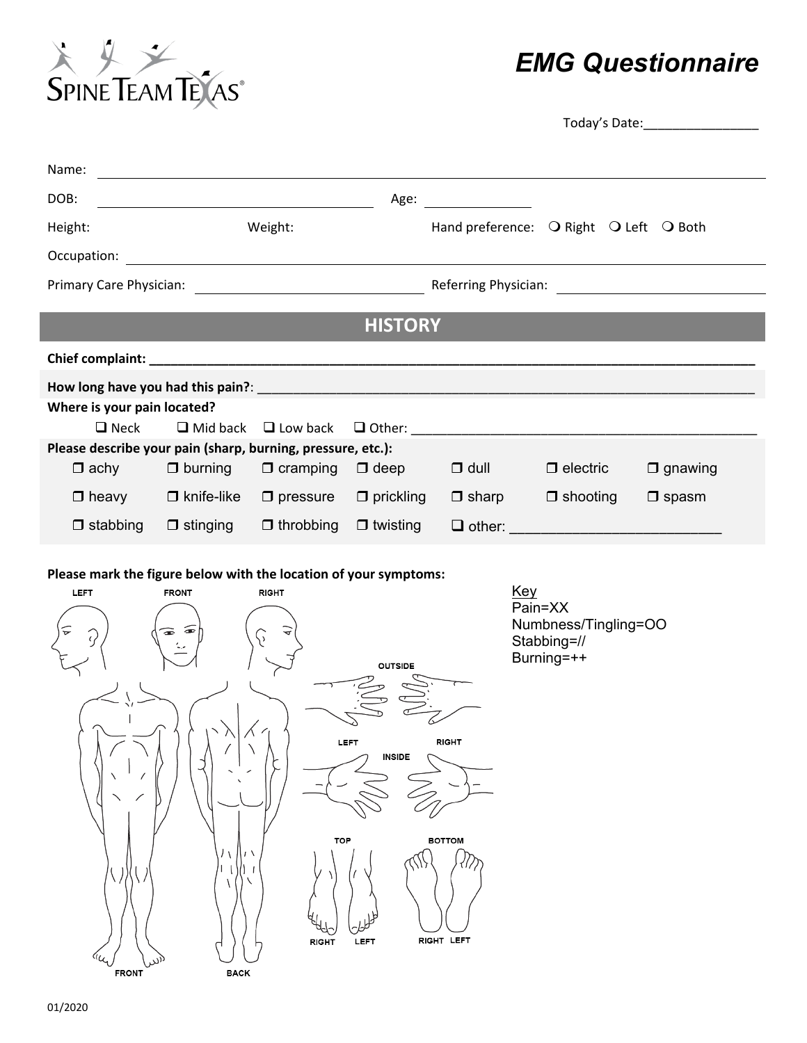SPINE TEAM TEXAS

# EMG Questionnaire

Today's Date:________________

Name: ____________________

DOB: ____________________ Age: ____________

Height: Weight: Hand preference: ❍ Right ❍ Left ❍ Both

Occupation: ____________________

Primary Care Physician: ____________________ Referring Physician: ____________________

## HISTORY

**Chief complaint:** ____________________

**How long have you had this pain?**: ____________________

**Where is your pain located?**

❑ Neck ❑ Mid back ❑ Low back ❑ Other: ____________________

**Please describe your pain (sharp, burning, pressure, etc.):**

| | | | | | | |
|---|---|---|---|---|---|---|
| ❑ achy | ❑ burning | ❑ cramping | ❑ deep | ❑ dull | ❑ electric | ❑ gnawing |
| ❑ heavy | ❑ knife-like | ❑ pressure | ❑ prickling | ❑ sharp | ❑ shooting | ❑ spasm |
| ❑ stabbing | ❑ stinging | ❑ throbbing | ❑ twisting | ❑ other: ____________________ | | |

**Please mark the figure below with the location of your symptoms:**

LEFT FRONT RIGHT

OUTSIDE

LEFT RIGHT

INSIDE

TOP BOTTOM

RIGHT LEFT RIGHT LEFT

FRONT BACK

Key
Pain=XX
Numbness/Tingling=OO
Stabbing=//
Burning=++

01/2020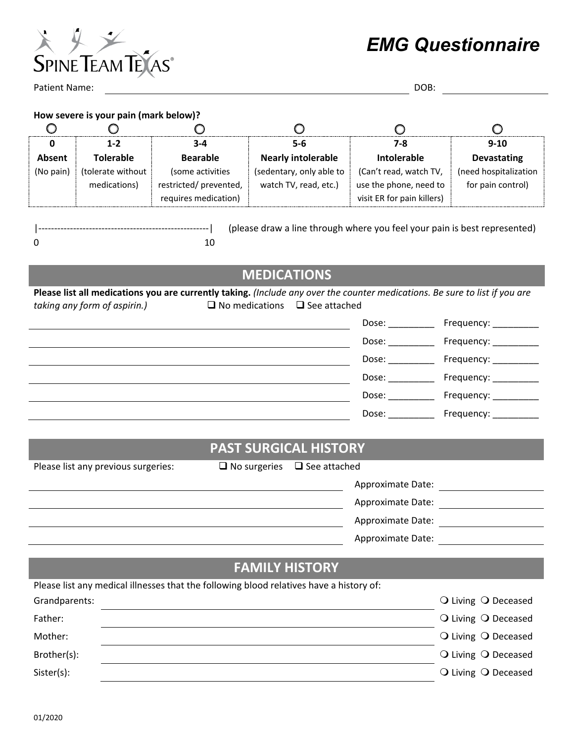# EMG Questionnaire

Spine Team Texas

Patient Name: ______________________________ DOB: ______________

**How severe is your pain (mark below)?**

| ○ | ○ | ○ | ○ | ○ | ○ |
|---|---|---|---|---|---|
| **0** | **1-2** | **3-4** | **5-6** | **7-8** | **9-10** |
| **Absent** | **Tolerable** | **Bearable** | **Nearly intolerable** | **Intolerable** | **Devastating** |
| (No pain) | (tolerate without medications) | (some activities restricted/ prevented, requires medication) | (sedentary, only able to watch TV, read, etc.) | (Can't read, watch TV, use the phone, need to visit ER for pain killers) | (need hospitalization for pain control) |

|-----------------------------------------------------|  (please draw a line through where you feel your pain is best represented)

0 10

## MEDICATIONS

**Please list all medications you are currently taking.** *(Include any over the counter medications. Be sure to list if you are taking any form of aspirin.)* ❑ No medications ❑ See attached

______________________________ Dose: _________ Frequency: _________

______________________________ Dose: _________ Frequency: _________

______________________________ Dose: _________ Frequency: _________

______________________________ Dose: _________ Frequency: _________

______________________________ Dose: _________ Frequency: _________

______________________________ Dose: _________ Frequency: _________

## PAST SURGICAL HISTORY

Please list any previous surgeries: ❑ No surgeries ❑ See attached

______________________________ Approximate Date: ______________

______________________________ Approximate Date: ______________

______________________________ Approximate Date: ______________

______________________________ Approximate Date: ______________

## FAMILY HISTORY

Please list any medical illnesses that the following blood relatives have a history of:

Grandparents: ______________________________ ○ Living ○ Deceased

Father: ______________________________ ○ Living ○ Deceased

Mother: ______________________________ ○ Living ○ Deceased

Brother(s): ______________________________ ○ Living ○ Deceased

Sister(s): ______________________________ ○ Living ○ Deceased

01/2020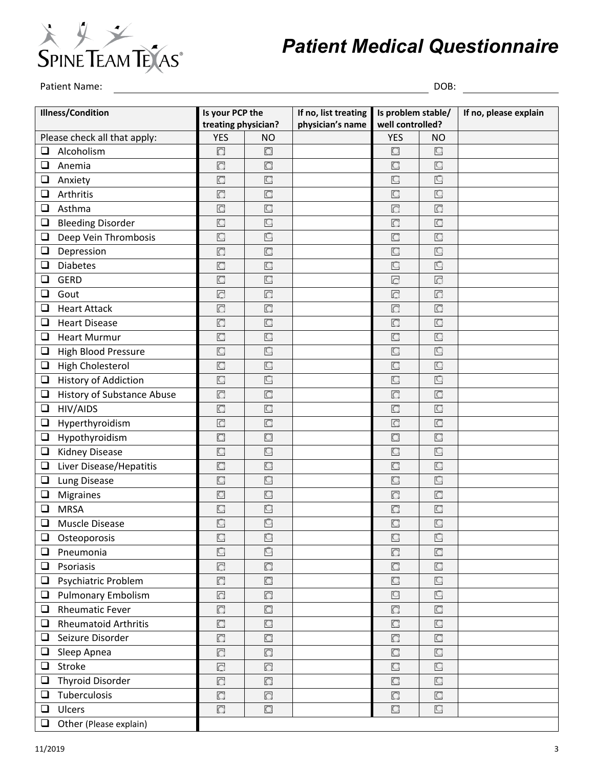# Patient Medical Questionnaire

Patient Name: ______________________________ DOB: ______________

| Illness/Condition | Is your PCP the treating physician? | | If no, list treating physician's name | Is problem stable/ well controlled? | | If no, please explain |
|---|---|---|---|---|---|---|
| Please check all that apply: | YES | NO | | YES | NO | |
| ☐ Alcoholism | ☐ | ☐ | | ☐ | ☐ | |
| ☐ Anemia | ☐ | ☐ | | ☐ | ☐ | |
| ☐ Anxiety | ☐ | ☐ | | ☐ | ☐ | |
| ☐ Arthritis | ☐ | ☐ | | ☐ | ☐ | |
| ☐ Asthma | ☐ | ☐ | | ☐ | ☐ | |
| ☐ Bleeding Disorder | ☐ | ☐ | | ☐ | ☐ | |
| ☐ Deep Vein Thrombosis | ☐ | ☐ | | ☐ | ☐ | |
| ☐ Depression | ☐ | ☐ | | ☐ | ☐ | |
| ☐ Diabetes | ☐ | ☐ | | ☐ | ☐ | |
| ☐ GERD | ☐ | ☐ | | ☐ | ☐ | |
| ☐ Gout | ☐ | ☐ | | ☐ | ☐ | |
| ☐ Heart Attack | ☐ | ☐ | | ☐ | ☐ | |
| ☐ Heart Disease | ☐ | ☐ | | ☐ | ☐ | |
| ☐ Heart Murmur | ☐ | ☐ | | ☐ | ☐ | |
| ☐ High Blood Pressure | ☐ | ☐ | | ☐ | ☐ | |
| ☐ High Cholesterol | ☐ | ☐ | | ☐ | ☐ | |
| ☐ History of Addiction | ☐ | ☐ | | ☐ | ☐ | |
| ☐ History of Substance Abuse | ☐ | ☐ | | ☐ | ☐ | |
| ☐ HIV/AIDS | ☐ | ☐ | | ☐ | ☐ | |
| ☐ Hyperthyroidism | ☐ | ☐ | | ☐ | ☐ | |
| ☐ Hypothyroidism | ☐ | ☐ | | ☐ | ☐ | |
| ☐ Kidney Disease | ☐ | ☐ | | ☐ | ☐ | |
| ☐ Liver Disease/Hepatitis | ☐ | ☐ | | ☐ | ☐ | |
| ☐ Lung Disease | ☐ | ☐ | | ☐ | ☐ | |
| ☐ Migraines | ☐ | ☐ | | ☐ | ☐ | |
| ☐ MRSA | ☐ | ☐ | | ☐ | ☐ | |
| ☐ Muscle Disease | ☐ | ☐ | | ☐ | ☐ | |
| ☐ Osteoporosis | ☐ | ☐ | | ☐ | ☐ | |
| ☐ Pneumonia | ☐ | ☐ | | ☐ | ☐ | |
| ☐ Psoriasis | ☐ | ☐ | | ☐ | ☐ | |
| ☐ Psychiatric Problem | ☐ | ☐ | | ☐ | ☐ | |
| ☐ Pulmonary Embolism | ☐ | ☐ | | ☐ | ☐ | |
| ☐ Rheumatic Fever | ☐ | ☐ | | ☐ | ☐ | |
| ☐ Rheumatoid Arthritis | ☐ | ☐ | | ☐ | ☐ | |
| ☐ Seizure Disorder | ☐ | ☐ | | ☐ | ☐ | |
| ☐ Sleep Apnea | ☐ | ☐ | | ☐ | ☐ | |
| ☐ Stroke | ☐ | ☐ | | ☐ | ☐ | |
| ☐ Thyroid Disorder | ☐ | ☐ | | ☐ | ☐ | |
| ☐ Tuberculosis | ☐ | ☐ | | ☐ | ☐ | |
| ☐ Ulcers | ☐ | ☐ | | ☐ | ☐ | |
| ☐ Other (Please explain) | | | | | | |

11/2019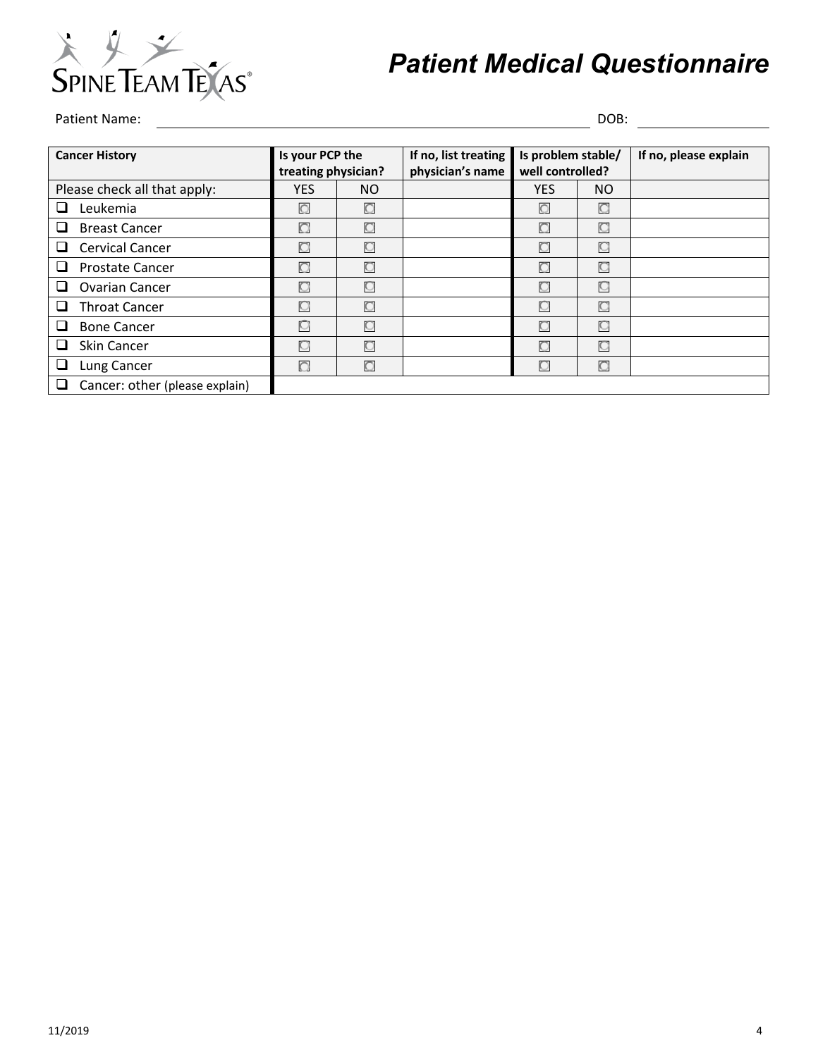# Patient Medical Questionnaire

Patient Name: ______________________________ DOB: ______________

| Cancer History | Is your PCP the treating physician? | | If no, list treating physician's name | Is problem stable/ well controlled? | | If no, please explain |
|---|---|---|---|---|---|---|
| Please check all that apply: | YES | NO | | YES | NO | |
| ☐ Leukemia | ☐ | ☐ | | ☐ | ☐ | |
| ☐ Breast Cancer | ☐ | ☐ | | ☐ | ☐ | |
| ☐ Cervical Cancer | ☐ | ☐ | | ☐ | ☐ | |
| ☐ Prostate Cancer | ☐ | ☐ | | ☐ | ☐ | |
| ☐ Ovarian Cancer | ☐ | ☐ | | ☐ | ☐ | |
| ☐ Throat Cancer | ☐ | ☐ | | ☐ | ☐ | |
| ☐ Bone Cancer | ☐ | ☐ | | ☐ | ☐ | |
| ☐ Skin Cancer | ☐ | ☐ | | ☐ | ☐ | |
| ☐ Lung Cancer | ☐ | ☐ | | ☐ | ☐ | |
| ☐ Cancer: other (please explain) | | | | | | |

11/2019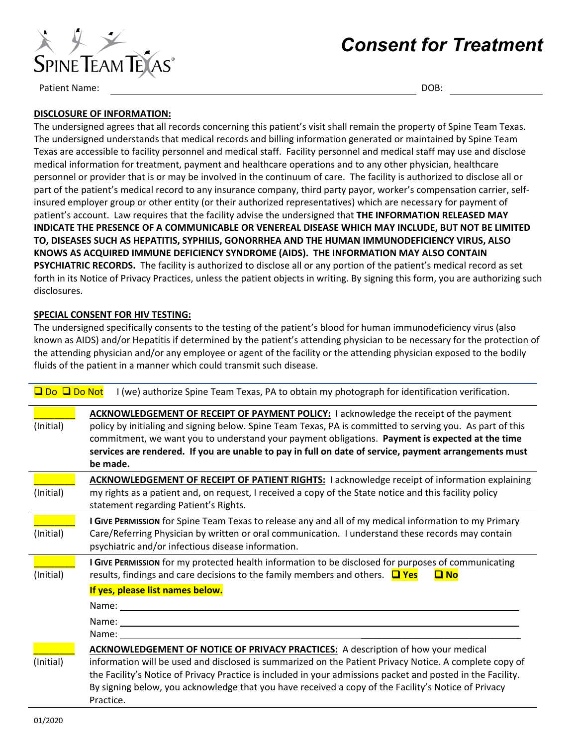# Consent for Treatment

SPINE TEAM TEXAS®

Patient Name: ______________________________ DOB: ______________

**DISCLOSURE OF INFORMATION:**

The undersigned agrees that all records concerning this patient's visit shall remain the property of Spine Team Texas. The undersigned understands that medical records and billing information generated or maintained by Spine Team Texas are accessible to facility personnel and medical staff. Facility personnel and medical staff may use and disclose medical information for treatment, payment and healthcare operations and to any other physician, healthcare personnel or provider that is or may be involved in the continuum of care. The facility is authorized to disclose all or part of the patient's medical record to any insurance company, third party payor, worker's compensation carrier, self-insured employer group or other entity (or their authorized representatives) which are necessary for payment of patient's account. Law requires that the facility advise the undersigned that **THE INFORMATION RELEASED MAY INDICATE THE PRESENCE OF A COMMUNICABLE OR VENEREAL DISEASE WHICH MAY INCLUDE, BUT NOT BE LIMITED TO, DISEASES SUCH AS HEPATITIS, SYPHILIS, GONORRHEA AND THE HUMAN IMMUNODEFICIENCY VIRUS, ALSO KNOWS AS ACQUIRED IMMUNE DEFICIENCY SYNDROME (AIDS). THE INFORMATION MAY ALSO CONTAIN PSYCHIATRIC RECORDS.** The facility is authorized to disclose all or any portion of the patient's medical record as set forth in its Notice of Privacy Practices, unless the patient objects in writing. By signing this form, you are authorizing such disclosures.

**SPECIAL CONSENT FOR HIV TESTING:**

The undersigned specifically consents to the testing of the patient's blood for human immunodeficiency virus (also known as AIDS) and/or Hepatitis if determined by the patient's attending physician to be necessary for the protection of the attending physician and/or any employee or agent of the facility or the attending physician exposed to the bodily fluids of the patient in a manner which could transmit such disease.

☐ Do ☐ Do Not I (we) authorize Spine Team Texas, PA to obtain my photograph for identification verification.

________ (Initial) **ACKNOWLEDGEMENT OF RECEIPT OF PAYMENT POLICY:** I acknowledge the receipt of the payment policy by initialing and signing below. Spine Team Texas, PA is committed to serving you. As part of this commitment, we want you to understand your payment obligations. **Payment is expected at the time services are rendered. If you are unable to pay in full on date of service, payment arrangements must be made.**

________ (Initial) **ACKNOWLEDGEMENT OF RECEIPT OF PATIENT RIGHTS:** I acknowledge receipt of information explaining my rights as a patient and, on request, I received a copy of the State notice and this facility policy statement regarding Patient's Rights.

________ (Initial) **I GIVE PERMISSION** for Spine Team Texas to release any and all of my medical information to my Primary Care/Referring Physician by written or oral communication. I understand these records may contain psychiatric and/or infectious disease information.

________ (Initial) **I GIVE PERMISSION** for my protected health information to be disclosed for purposes of communicating results, findings and care decisions to the family members and others. ☐ **Yes** ☐ **No**

**If yes, please list names below.**

Name: ______________________________

Name: ______________________________

Name: ______________________________

________ (Initial) **ACKNOWLEDGEMENT OF NOTICE OF PRIVACY PRACTICES:** A description of how your medical information will be used and disclosed is summarized on the Patient Privacy Notice. A complete copy of the Facility's Notice of Privacy Practice is included in your admissions packet and posted in the Facility. By signing below, you acknowledge that you have received a copy of the Facility's Notice of Privacy Practice.

01/2020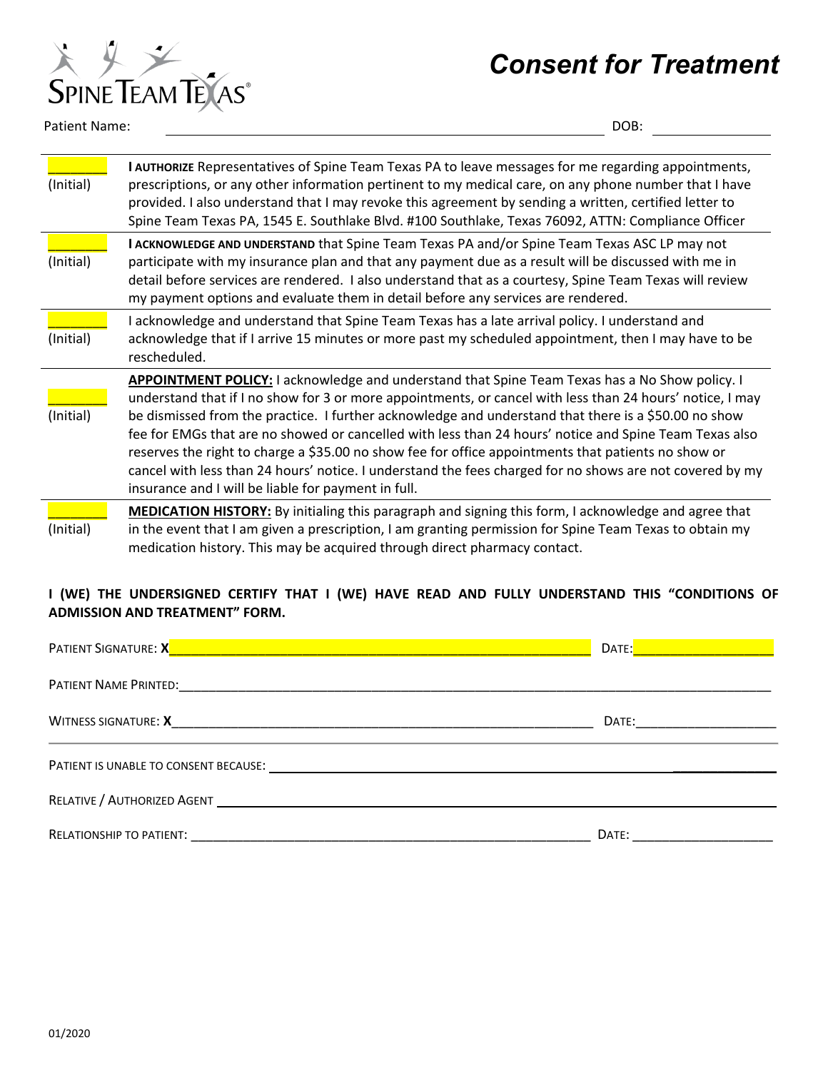SPINE TEAM TEXAS®

# Consent for Treatment

Patient Name: ______________________________ DOB: ______________

| | |
|---|---|
| _______ (Initial) | **I AUTHORIZE** Representatives of Spine Team Texas PA to leave messages for me regarding appointments, prescriptions, or any other information pertinent to my medical care, on any phone number that I have provided. I also understand that I may revoke this agreement by sending a written, certified letter to Spine Team Texas PA, 1545 E. Southlake Blvd. #100 Southlake, Texas 76092, ATTN: Compliance Officer |
| _______ (Initial) | **I ACKNOWLEDGE AND UNDERSTAND** that Spine Team Texas PA and/or Spine Team Texas ASC LP may not participate with my insurance plan and that any payment due as a result will be discussed with me in detail before services are rendered. I also understand that as a courtesy, Spine Team Texas will review my payment options and evaluate them in detail before any services are rendered. |
| _______ (Initial) | I acknowledge and understand that Spine Team Texas has a late arrival policy. I understand and acknowledge that if I arrive 15 minutes or more past my scheduled appointment, then I may have to be rescheduled. |
| _______ (Initial) | **APPOINTMENT POLICY:** I acknowledge and understand that Spine Team Texas has a No Show policy. I understand that if I no show for 3 or more appointments, or cancel with less than 24 hours' notice, I may be dismissed from the practice. I further acknowledge and understand that there is a $50.00 no show fee for EMGs that are no showed or cancelled with less than 24 hours' notice and Spine Team Texas also reserves the right to charge a $35.00 no show fee for office appointments that patients no show or cancel with less than 24 hours' notice. I understand the fees charged for no shows are not covered by my insurance and I will be liable for payment in full. |
| _______ (Initial) | **MEDICATION HISTORY:** By initialing this paragraph and signing this form, I acknowledge and agree that in the event that I am given a prescription, I am granting permission for Spine Team Texas to obtain my medication history. This may be acquired through direct pharmacy contact. |

**I (WE) THE UNDERSIGNED CERTIFY THAT I (WE) HAVE READ AND FULLY UNDERSTAND THIS "CONDITIONS OF ADMISSION AND TREATMENT" FORM.**

PATIENT SIGNATURE: **X**______________________________ DATE:______________

PATIENT NAME PRINTED:______________________________

WITNESS SIGNATURE: **X**______________________________ DATE:______________

PATIENT IS UNABLE TO CONSENT BECAUSE: ______________________________

RELATIVE / AUTHORIZED AGENT ______________________________

RELATIONSHIP TO PATIENT: ______________________________ DATE: ______________

01/2020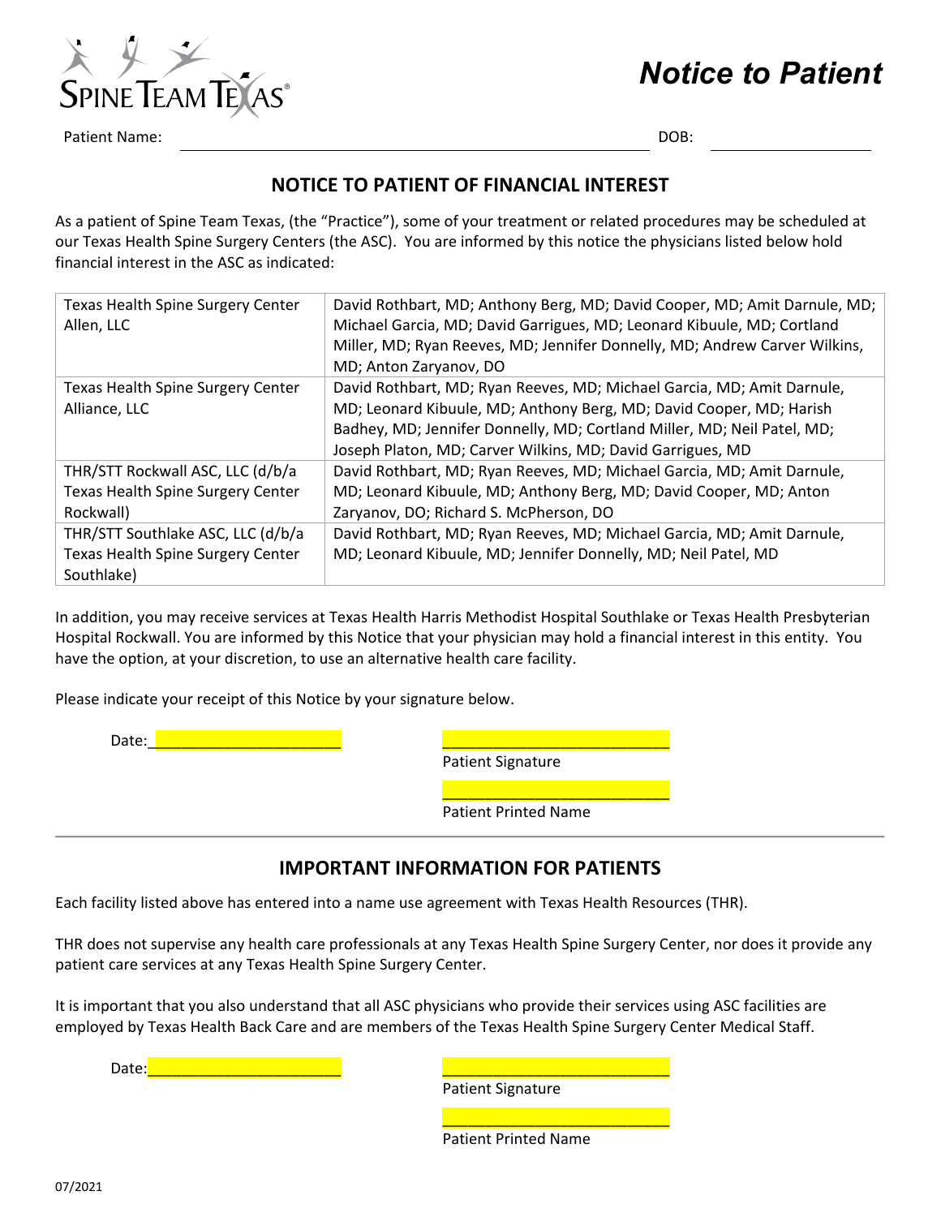SpineTeamTexas®

# *Notice to Patient*

Patient Name: ______________________________ DOB: ______________

## NOTICE TO PATIENT OF FINANCIAL INTEREST

As a patient of Spine Team Texas, (the "Practice"), some of your treatment or related procedures may be scheduled at our Texas Health Spine Surgery Centers (the ASC). You are informed by this notice the physicians listed below hold financial interest in the ASC as indicated:

| | |
|---|---|
| Texas Health Spine Surgery Center Allen, LLC | David Rothbart, MD; Anthony Berg, MD; David Cooper, MD; Amit Darnule, MD; Michael Garcia, MD; David Garrigues, MD; Leonard Kibuule, MD; Cortland Miller, MD; Ryan Reeves, MD; Jennifer Donnelly, MD; Andrew Carver Wilkins, MD; Anton Zaryanov, DO |
| Texas Health Spine Surgery Center Alliance, LLC | David Rothbart, MD; Ryan Reeves, MD; Michael Garcia, MD; Amit Darnule, MD; Leonard Kibuule, MD; Anthony Berg, MD; David Cooper, MD; Harish Badhey, MD; Jennifer Donnelly, MD; Cortland Miller, MD; Neil Patel, MD; Joseph Platon, MD; Carver Wilkins, MD; David Garrigues, MD |
| THR/STT Rockwall ASC, LLC (d/b/a Texas Health Spine Surgery Center Rockwall) | David Rothbart, MD; Ryan Reeves, MD; Michael Garcia, MD; Amit Darnule, MD; Leonard Kibuule, MD; Anthony Berg, MD; David Cooper, MD; Anton Zaryanov, DO; Richard S. McPherson, DO |
| THR/STT Southlake ASC, LLC (d/b/a Texas Health Spine Surgery Center Southlake) | David Rothbart, MD; Ryan Reeves, MD; Michael Garcia, MD; Amit Darnule, MD; Leonard Kibuule, MD; Jennifer Donnelly, MD; Neil Patel, MD |

In addition, you may receive services at Texas Health Harris Methodist Hospital Southlake or Texas Health Presbyterian Hospital Rockwall. You are informed by this Notice that your physician may hold a financial interest in this entity. You have the option, at your discretion, to use an alternative health care facility.

Please indicate your receipt of this Notice by your signature below.

Date:______________________ ________________________

Patient Signature

________________________

Patient Printed Name

---

## IMPORTANT INFORMATION FOR PATIENTS

Each facility listed above has entered into a name use agreement with Texas Health Resources (THR).

THR does not supervise any health care professionals at any Texas Health Spine Surgery Center, nor does it provide any patient care services at any Texas Health Spine Surgery Center.

It is important that you also understand that all ASC physicians who provide their services using ASC facilities are employed by Texas Health Back Care and are members of the Texas Health Spine Surgery Center Medical Staff.

Date:______________________ ________________________

Patient Signature

________________________

Patient Printed Name

07/2021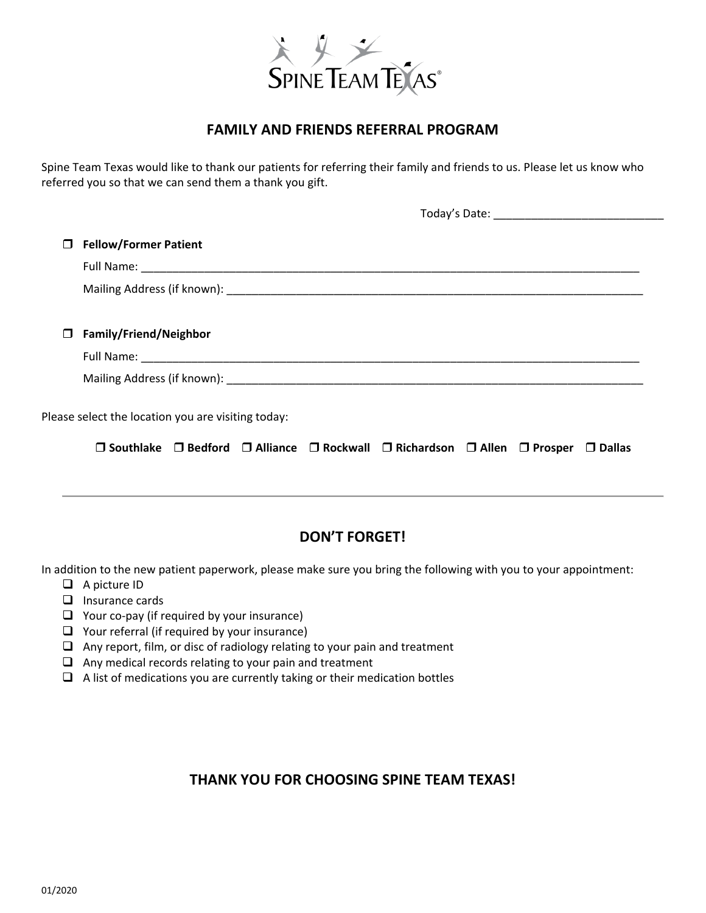SPINE TEAM TEXAS®

## FAMILY AND FRIENDS REFERRAL PROGRAM

Spine Team Texas would like to thank our patients for referring their family and friends to us. Please let us know who referred you so that we can send them a thank you gift.

Today's Date: ___________________________

- ☐ **Fellow/Former Patient**

  Full Name: ___________________________________________________________________________________

  Mailing Address (if known): ____________________________________________________________________

- ☐ **Family/Friend/Neighbor**

  Full Name: ___________________________________________________________________________________

  Mailing Address (if known): ____________________________________________________________________

Please select the location you are visiting today:

**☐ Southlake ☐ Bedford ☐ Alliance ☐ Rockwall ☐ Richardson ☐ Allen ☐ Prosper ☐ Dallas**

---

## DON'T FORGET!

In addition to the new patient paperwork, please make sure you bring the following with you to your appointment:

- ☐ A picture ID
- ☐ Insurance cards
- ☐ Your co-pay (if required by your insurance)
- ☐ Your referral (if required by your insurance)
- ☐ Any report, film, or disc of radiology relating to your pain and treatment
- ☐ Any medical records relating to your pain and treatment
- ☐ A list of medications you are currently taking or their medication bottles

## THANK YOU FOR CHOOSING SPINE TEAM TEXAS!

01/2020